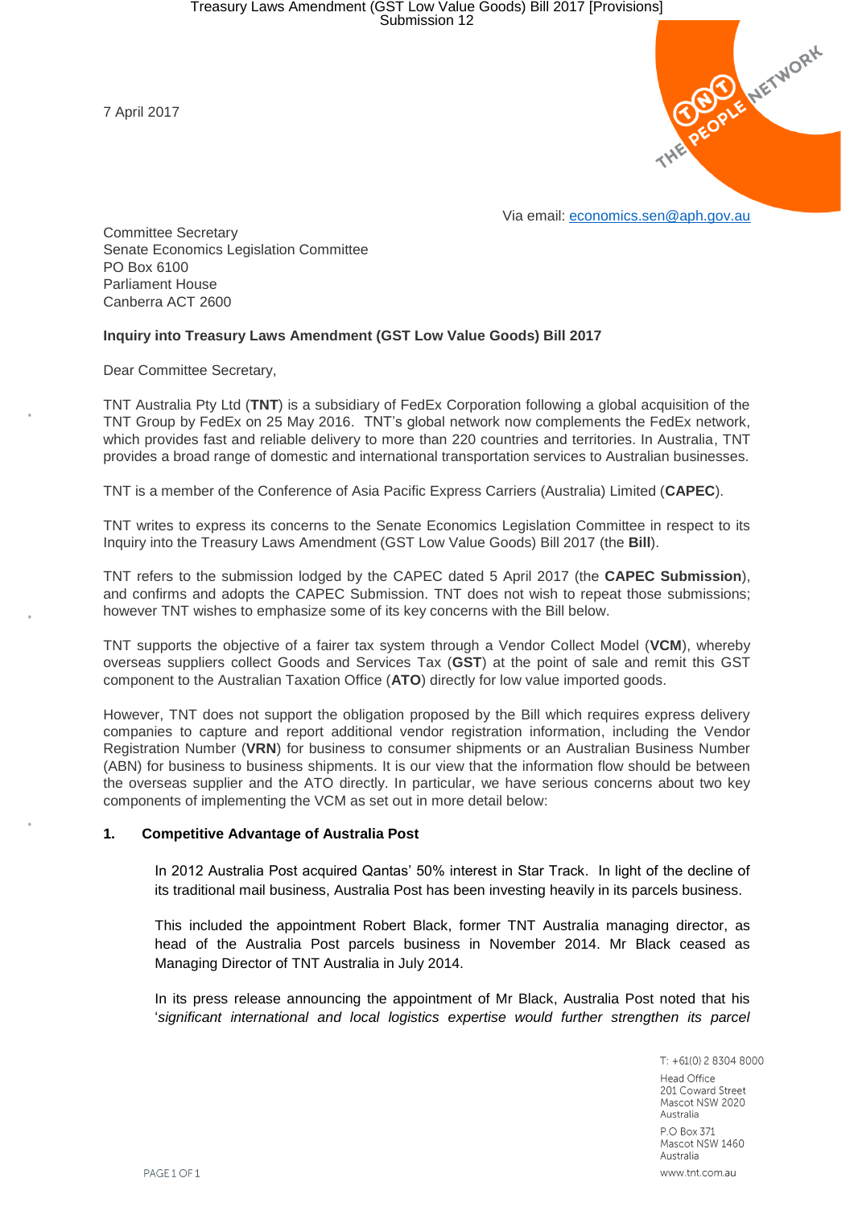7 April 2017

Via email: economics.sen@aph.gov.au

Committee Secretary
Senate Economics Legislation Committee
PO Box 6100
Parliament House
Canberra ACT 2600

**Inquiry into Treasury Laws Amendment (GST Low Value Goods) Bill 2017**

Dear Committee Secretary,

TNT Australia Pty Ltd (**TNT**) is a subsidiary of FedEx Corporation following a global acquisition of the TNT Group by FedEx on 25 May 2016. TNT's global network now complements the FedEx network, which provides fast and reliable delivery to more than 220 countries and territories. In Australia, TNT provides a broad range of domestic and international transportation services to Australian businesses.

TNT is a member of the Conference of Asia Pacific Express Carriers (Australia) Limited (**CAPEC**).

TNT writes to express its concerns to the Senate Economics Legislation Committee in respect to its Inquiry into the Treasury Laws Amendment (GST Low Value Goods) Bill 2017 (the **Bill**).

TNT refers to the submission lodged by the CAPEC dated 5 April 2017 (the **CAPEC Submission**), and confirms and adopts the CAPEC Submission. TNT does not wish to repeat those submissions; however TNT wishes to emphasize some of its key concerns with the Bill below.

TNT supports the objective of a fairer tax system through a Vendor Collect Model (**VCM**), whereby overseas suppliers collect Goods and Services Tax (**GST**) at the point of sale and remit this GST component to the Australian Taxation Office (**ATO**) directly for low value imported goods.

However, TNT does not support the obligation proposed by the Bill which requires express delivery companies to capture and report additional vendor registration information, including the Vendor Registration Number (**VRN**) for business to consumer shipments or an Australian Business Number (ABN) for business to business shipments. It is our view that the information flow should be between the overseas supplier and the ATO directly. In particular, we have serious concerns about two key components of implementing the VCM as set out in more detail below:

**1. Competitive Advantage of Australia Post**

In 2012 Australia Post acquired Qantas' 50% interest in Star Track. In light of the decline of its traditional mail business, Australia Post has been investing heavily in its parcels business.

This included the appointment Robert Black, former TNT Australia managing director, as head of the Australia Post parcels business in November 2014. Mr Black ceased as Managing Director of TNT Australia in July 2014.

In its press release announcing the appointment of Mr Black, Australia Post noted that his '*significant international and local logistics expertise would further strengthen its parcel*

T: +61(0) 2 8304 8000

Head Office
201 Coward Street
Mascot NSW 2020
Australia

P.O Box 371
Mascot NSW 1460
Australia

www.tnt.com.au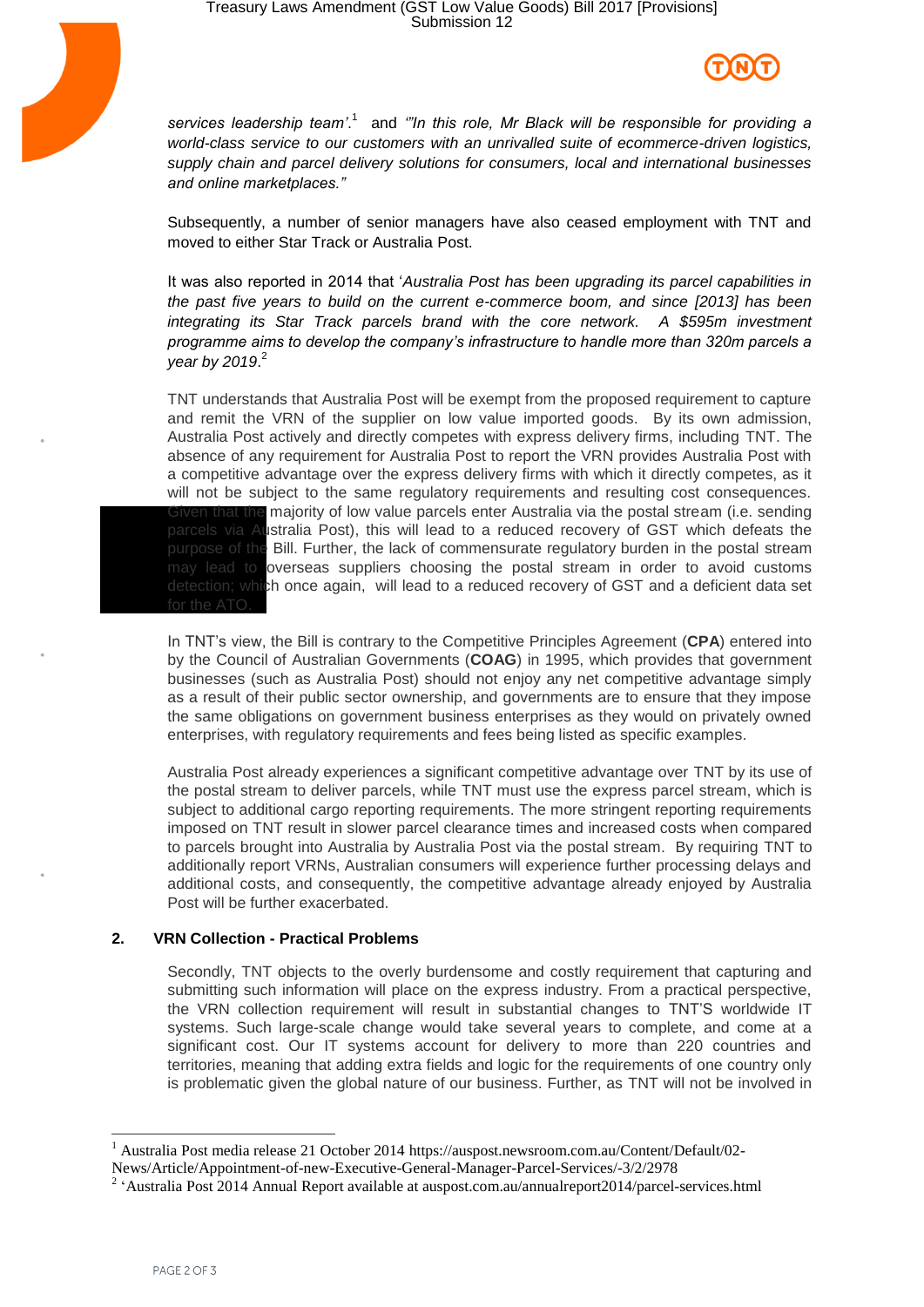*services leadership team'.*[1] and *'"In this role, Mr Black will be responsible for providing a world-class service to our customers with an unrivalled suite of ecommerce-driven logistics, supply chain and parcel delivery solutions for consumers, local and international businesses and online marketplaces."*

Subsequently, a number of senior managers have also ceased employment with TNT and moved to either Star Track or Australia Post.

It was also reported in 2014 that '*Australia Post has been upgrading its parcel capabilities in the past five years to build on the current e-commerce boom, and since [2013] has been integrating its Star Track parcels brand with the core network. A $595m investment programme aims to develop the company's infrastructure to handle more than 320m parcels a year by 2019*.[2]

TNT understands that Australia Post will be exempt from the proposed requirement to capture and remit the VRN of the supplier on low value imported goods. By its own admission, Australia Post actively and directly competes with express delivery firms, including TNT. The absence of any requirement for Australia Post to report the VRN provides Australia Post with a competitive advantage over the express delivery firms with which it directly competes, as it will not be subject to the same regulatory requirements and resulting cost consequences. Given that the majority of low value parcels enter Australia via the postal stream (i.e. sending parcels via Australia Post), this will lead to a reduced recovery of GST which defeats the purpose of the Bill. Further, the lack of commensurate regulatory burden in the postal stream may lead to overseas suppliers choosing the postal stream in order to avoid customs detection; which once again, will lead to a reduced recovery of GST and a deficient data set for the ATO.

In TNT's view, the Bill is contrary to the Competitive Principles Agreement (**CPA**) entered into by the Council of Australian Governments (**COAG**) in 1995, which provides that government businesses (such as Australia Post) should not enjoy any net competitive advantage simply as a result of their public sector ownership, and governments are to ensure that they impose the same obligations on government business enterprises as they would on privately owned enterprises, with regulatory requirements and fees being listed as specific examples.

Australia Post already experiences a significant competitive advantage over TNT by its use of the postal stream to deliver parcels, while TNT must use the express parcel stream, which is subject to additional cargo reporting requirements. The more stringent reporting requirements imposed on TNT result in slower parcel clearance times and increased costs when compared to parcels brought into Australia by Australia Post via the postal stream. By requiring TNT to additionally report VRNs, Australian consumers will experience further processing delays and additional costs, and consequently, the competitive advantage already enjoyed by Australia Post will be further exacerbated.

## 2. VRN Collection - Practical Problems

Secondly, TNT objects to the overly burdensome and costly requirement that capturing and submitting such information will place on the express industry. From a practical perspective, the VRN collection requirement will result in substantial changes to TNT'S worldwide IT systems. Such large-scale change would take several years to complete, and come at a significant cost. Our IT systems account for delivery to more than 220 countries and territories, meaning that adding extra fields and logic for the requirements of one country only is problematic given the global nature of our business. Further, as TNT will not be involved in

---

[1] Australia Post media release 21 October 2014 https://auspost.newsroom.com.au/Content/Default/02-News/Article/Appointment-of-new-Executive-General-Manager-Parcel-Services/-3/2/2978

[2] 'Australia Post 2014 Annual Report available at auspost.com.au/annualreport2014/parcel-services.html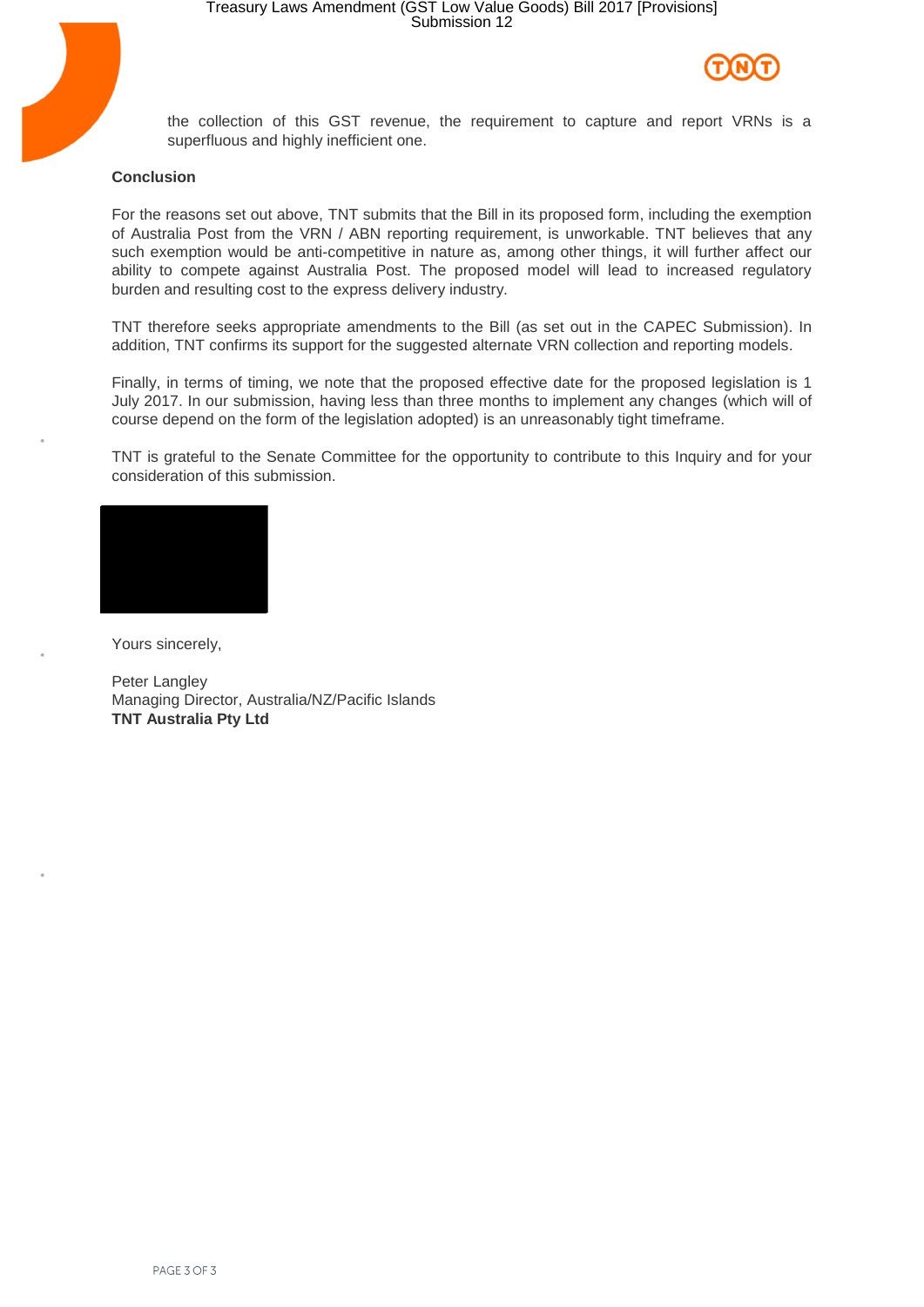the collection of this GST revenue, the requirement to capture and report VRNs is a superfluous and highly inefficient one.

**Conclusion**

For the reasons set out above, TNT submits that the Bill in its proposed form, including the exemption of Australia Post from the VRN / ABN reporting requirement, is unworkable. TNT believes that any such exemption would be anti-competitive in nature as, among other things, it will further affect our ability to compete against Australia Post. The proposed model will lead to increased regulatory burden and resulting cost to the express delivery industry.

TNT therefore seeks appropriate amendments to the Bill (as set out in the CAPEC Submission). In addition, TNT confirms its support for the suggested alternate VRN collection and reporting models.

Finally, in terms of timing, we note that the proposed effective date for the proposed legislation is 1 July 2017. In our submission, having less than three months to implement any changes (which will of course depend on the form of the legislation adopted) is an unreasonably tight timeframe.

TNT is grateful to the Senate Committee for the opportunity to contribute to this Inquiry and for your consideration of this submission.

Yours sincerely,

Peter Langley
Managing Director, Australia/NZ/Pacific Islands
**TNT Australia Pty Ltd**